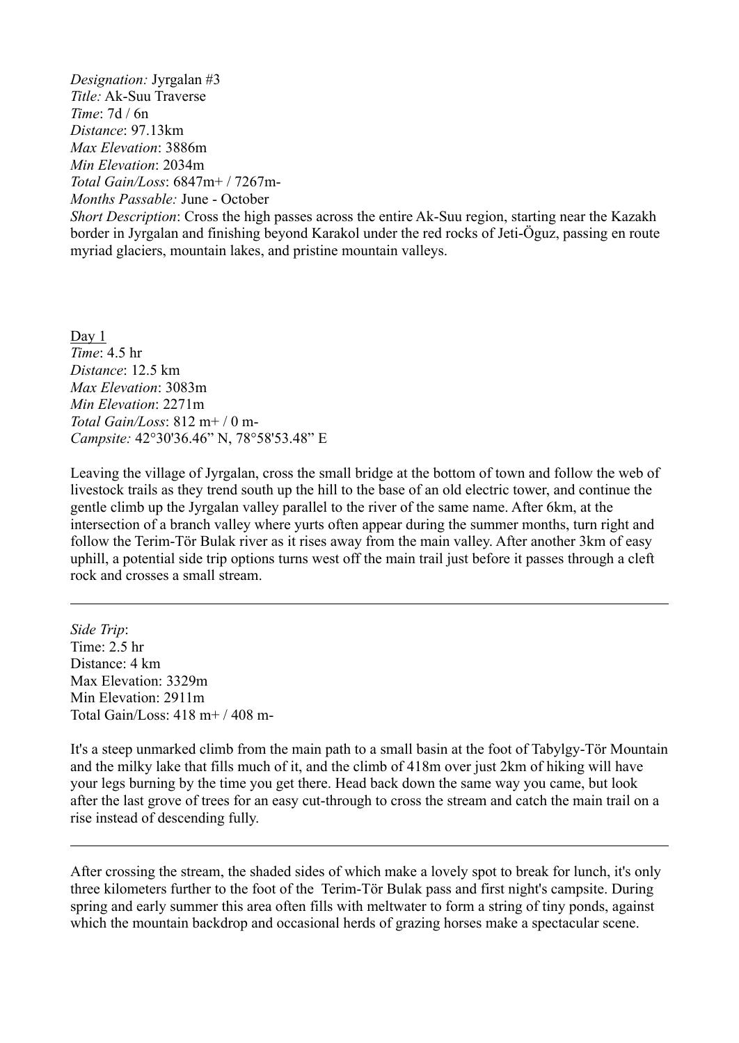*Designation:* Jyrgalan #3
*Title:* Ak-Suu Traverse
*Time*: 7d / 6n
*Distance*: 97.13km
*Max Elevation*: 3886m
*Min Elevation*: 2034m
*Total Gain/Loss*: 6847m+ / 7267m-
*Months Passable:* June - October
*Short Description*: Cross the high passes across the entire Ak-Suu region, starting near the Kazakh border in Jyrgalan and finishing beyond Karakol under the red rocks of Jeti-Öguz, passing en route myriad glaciers, mountain lakes, and pristine mountain valleys.

<u>Day 1</u>
*Time*: 4.5 hr
*Distance*: 12.5 km
*Max Elevation*: 3083m
*Min Elevation*: 2271m
*Total Gain/Loss*: 812 m+ / 0 m-
*Campsite:* 42°30'36.46" N, 78°58'53.48" E

Leaving the village of Jyrgalan, cross the small bridge at the bottom of town and follow the web of livestock trails as they trend south up the hill to the base of an old electric tower, and continue the gentle climb up the Jyrgalan valley parallel to the river of the same name. After 6km, at the intersection of a branch valley where yurts often appear during the summer months, turn right and follow the Terim-Tör Bulak river as it rises away from the main valley. After another 3km of easy uphill, a potential side trip options turns west off the main trail just before it passes through a cleft rock and crosses a small stream.

---

*Side Trip*:
Time: 2.5 hr
Distance: 4 km
Max Elevation: 3329m
Min Elevation: 2911m
Total Gain/Loss: 418 m+ / 408 m-

It's a steep unmarked climb from the main path to a small basin at the foot of Tabylgy-Tör Mountain and the milky lake that fills much of it, and the climb of 418m over just 2km of hiking will have your legs burning by the time you get there. Head back down the same way you came, but look after the last grove of trees for an easy cut-through to cross the stream and catch the main trail on a rise instead of descending fully.

---

After crossing the stream, the shaded sides of which make a lovely spot to break for lunch, it's only three kilometers further to the foot of the Terim-Tör Bulak pass and first night's campsite. During spring and early summer this area often fills with meltwater to form a string of tiny ponds, against which the mountain backdrop and occasional herds of grazing horses make a spectacular scene.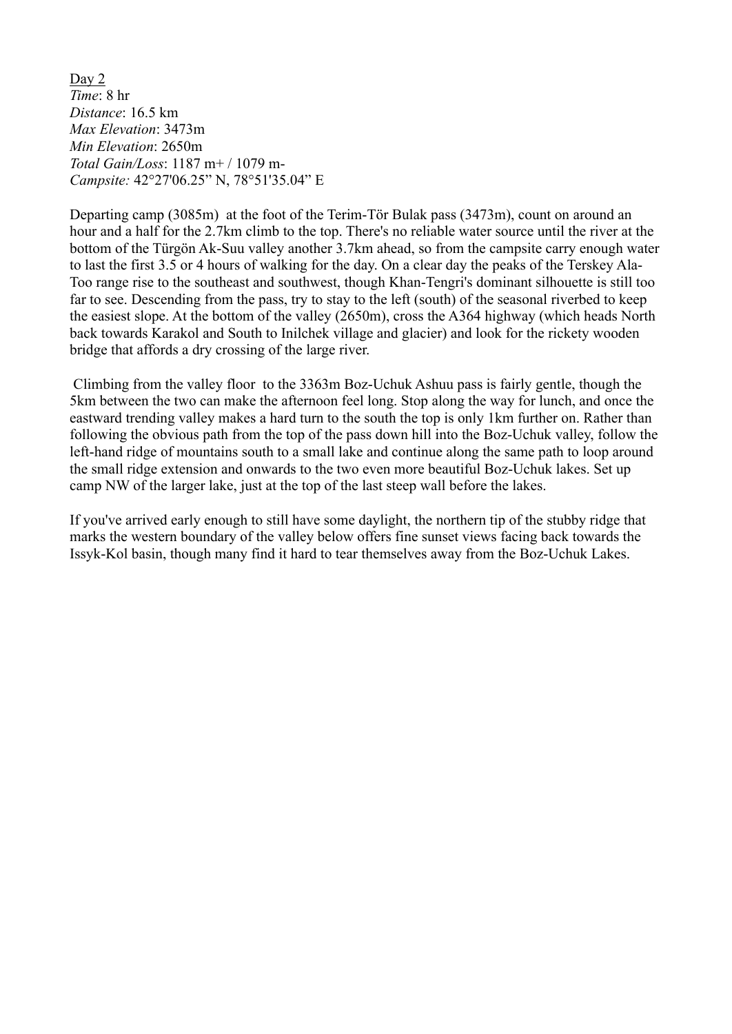Day 2

*Time*: 8 hr
*Distance*: 16.5 km
*Max Elevation*: 3473m
*Min Elevation*: 2650m
*Total Gain/Loss*: 1187 m+ / 1079 m-
*Campsite:* 42°27'06.25" N, 78°51'35.04" E

Departing camp (3085m) at the foot of the Terim-Tör Bulak pass (3473m), count on around an hour and a half for the 2.7km climb to the top. There's no reliable water source until the river at the bottom of the Türgön Ak-Suu valley another 3.7km ahead, so from the campsite carry enough water to last the first 3.5 or 4 hours of walking for the day. On a clear day the peaks of the Terskey Ala-Too range rise to the southeast and southwest, though Khan-Tengri's dominant silhouette is still too far to see. Descending from the pass, try to stay to the left (south) of the seasonal riverbed to keep the easiest slope. At the bottom of the valley (2650m), cross the A364 highway (which heads North back towards Karakol and South to Inilchek village and glacier) and look for the rickety wooden bridge that affords a dry crossing of the large river.

Climbing from the valley floor to the 3363m Boz-Uchuk Ashuu pass is fairly gentle, though the 5km between the two can make the afternoon feel long. Stop along the way for lunch, and once the eastward trending valley makes a hard turn to the south the top is only 1km further on. Rather than following the obvious path from the top of the pass down hill into the Boz-Uchuk valley, follow the left-hand ridge of mountains south to a small lake and continue along the same path to loop around the small ridge extension and onwards to the two even more beautiful Boz-Uchuk lakes. Set up camp NW of the larger lake, just at the top of the last steep wall before the lakes.

If you've arrived early enough to still have some daylight, the northern tip of the stubby ridge that marks the western boundary of the valley below offers fine sunset views facing back towards the Issyk-Kol basin, though many find it hard to tear themselves away from the Boz-Uchuk Lakes.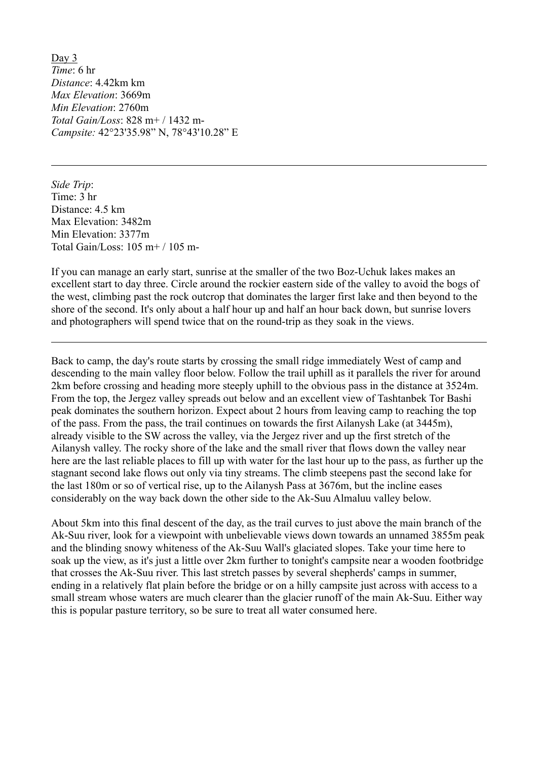Day 3

*Time*: 6 hr
*Distance*: 4.42km km
*Max Elevation*: 3669m
*Min Elevation*: 2760m
*Total Gain/Loss*: 828 m+ / 1432 m-
*Campsite:* 42°23'35.98" N, 78°43'10.28" E

---

*Side Trip*:
Time: 3 hr
Distance: 4.5 km
Max Elevation: 3482m
Min Elevation: 3377m
Total Gain/Loss: 105 m+ / 105 m-

If you can manage an early start, sunrise at the smaller of the two Boz-Uchuk lakes makes an excellent start to day three. Circle around the rockier eastern side of the valley to avoid the bogs of the west, climbing past the rock outcrop that dominates the larger first lake and then beyond to the shore of the second. It's only about a half hour up and half an hour back down, but sunrise lovers and photographers will spend twice that on the round-trip as they soak in the views.

---

Back to camp, the day's route starts by crossing the small ridge immediately West of camp and descending to the main valley floor below. Follow the trail uphill as it parallels the river for around 2km before crossing and heading more steeply uphill to the obvious pass in the distance at 3524m. From the top, the Jergez valley spreads out below and an excellent view of Tashtanbek Tor Bashi peak dominates the southern horizon. Expect about 2 hours from leaving camp to reaching the top of the pass. From the pass, the trail continues on towards the first Ailanysh Lake (at 3445m), already visible to the SW across the valley, via the Jergez river and up the first stretch of the Ailanysh valley. The rocky shore of the lake and the small river that flows down the valley near here are the last reliable places to fill up with water for the last hour up to the pass, as further up the stagnant second lake flows out only via tiny streams. The climb steepens past the second lake for the last 180m or so of vertical rise, up to the Ailanysh Pass at 3676m, but the incline eases considerably on the way back down the other side to the Ak-Suu Almaluu valley below.

About 5km into this final descent of the day, as the trail curves to just above the main branch of the Ak-Suu river, look for a viewpoint with unbelievable views down towards an unnamed 3855m peak and the blinding snowy whiteness of the Ak-Suu Wall's glaciated slopes. Take your time here to soak up the view, as it's just a little over 2km further to tonight's campsite near a wooden footbridge that crosses the Ak-Suu river. This last stretch passes by several shepherds' camps in summer, ending in a relatively flat plain before the bridge or on a hilly campsite just across with access to a small stream whose waters are much clearer than the glacier runoff of the main Ak-Suu. Either way this is popular pasture territory, so be sure to treat all water consumed here.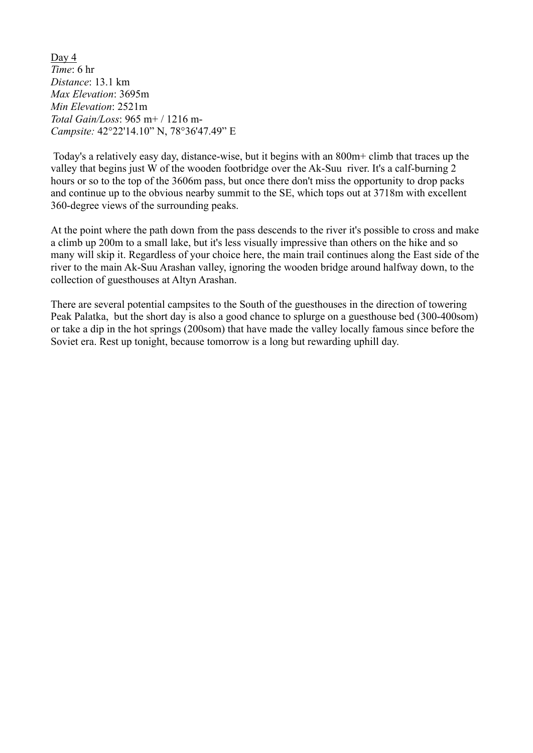Day 4

*Time*: 6 hr
*Distance*: 13.1 km
*Max Elevation*: 3695m
*Min Elevation*: 2521m
*Total Gain/Loss*: 965 m+ / 1216 m-
*Campsite:* 42°22'14.10” N, 78°36'47.49” E

Today's a relatively easy day, distance-wise, but it begins with an 800m+ climb that traces up the valley that begins just W of the wooden footbridge over the Ak-Suu river. It's a calf-burning 2 hours or so to the top of the 3606m pass, but once there don't miss the opportunity to drop packs and continue up to the obvious nearby summit to the SE, which tops out at 3718m with excellent 360-degree views of the surrounding peaks.

At the point where the path down from the pass descends to the river it's possible to cross and make a climb up 200m to a small lake, but it's less visually impressive than others on the hike and so many will skip it. Regardless of your choice here, the main trail continues along the East side of the river to the main Ak-Suu Arashan valley, ignoring the wooden bridge around halfway down, to the collection of guesthouses at Altyn Arashan.

There are several potential campsites to the South of the guesthouses in the direction of towering Peak Palatka, but the short day is also a good chance to splurge on a guesthouse bed (300-400som) or take a dip in the hot springs (200som) that have made the valley locally famous since before the Soviet era. Rest up tonight, because tomorrow is a long but rewarding uphill day.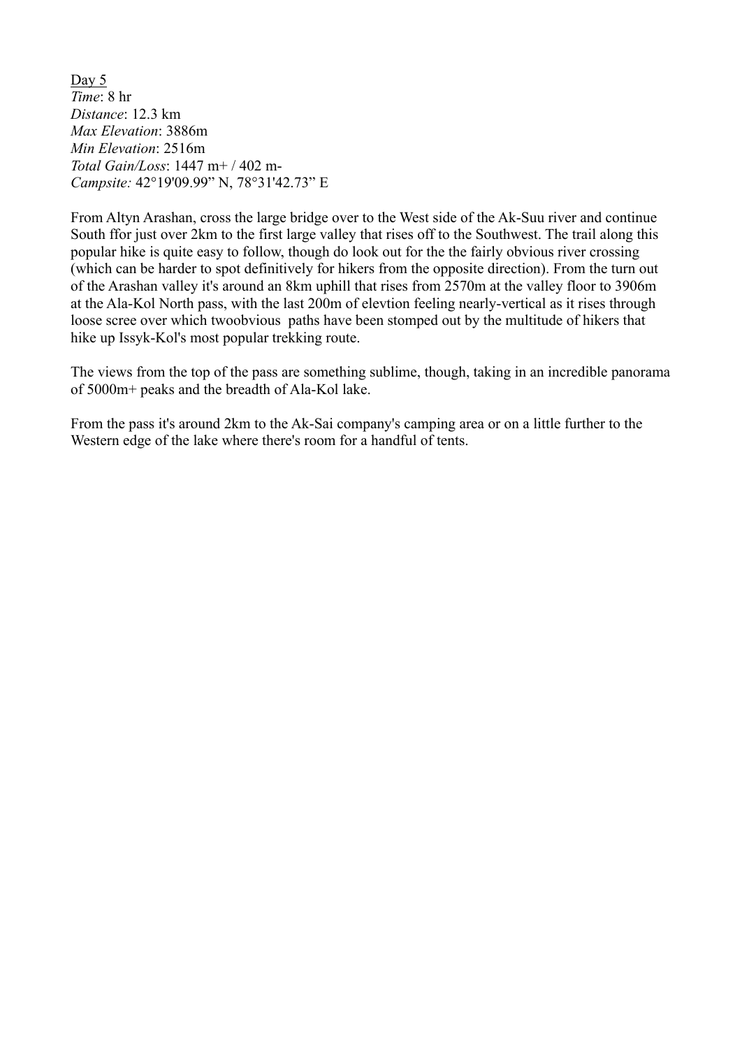Day 5

*Time*: 8 hr
*Distance*: 12.3 km
*Max Elevation*: 3886m
*Min Elevation*: 2516m
*Total Gain/Loss*: 1447 m+ / 402 m-
*Campsite:* 42°19'09.99” N, 78°31'42.73” E

From Altyn Arashan, cross the large bridge over to the West side of the Ak-Suu river and continue South ffor just over 2km to the first large valley that rises off to the Southwest. The trail along this popular hike is quite easy to follow, though do look out for the the fairly obvious river crossing (which can be harder to spot definitively for hikers from the opposite direction). From the turn out of the Arashan valley it's around an 8km uphill that rises from 2570m at the valley floor to 3906m at the Ala-Kol North pass, with the last 200m of elevtion feeling nearly-vertical as it rises through loose scree over which twoobvious paths have been stomped out by the multitude of hikers that hike up Issyk-Kol's most popular trekking route.

The views from the top of the pass are something sublime, though, taking in an incredible panorama of 5000m+ peaks and the breadth of Ala-Kol lake.

From the pass it's around 2km to the Ak-Sai company's camping area or on a little further to the Western edge of the lake where there's room for a handful of tents.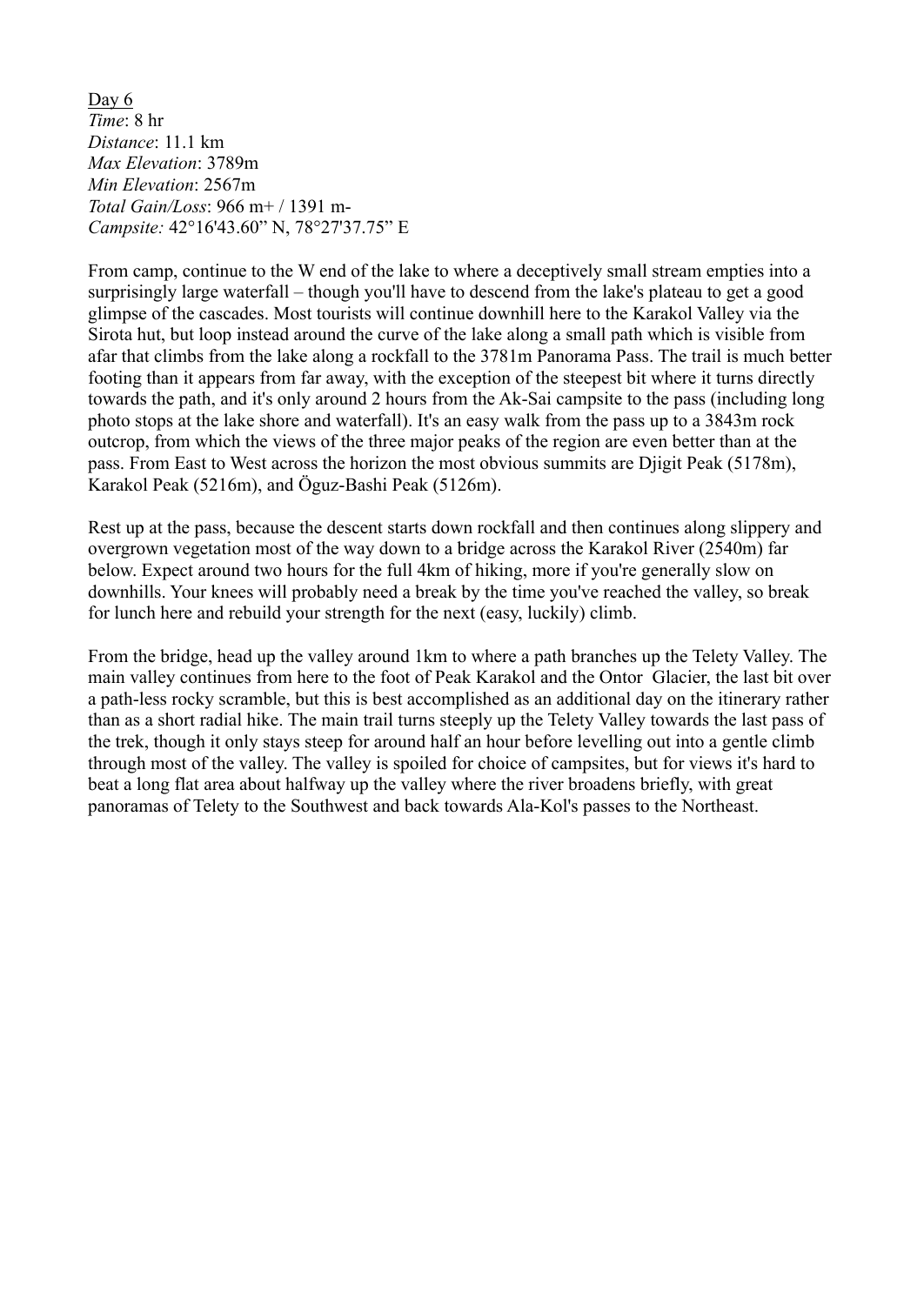Day 6

*Time*: 8 hr
*Distance*: 11.1 km
*Max Elevation*: 3789m
*Min Elevation*: 2567m
*Total Gain/Loss*: 966 m+ / 1391 m-
*Campsite:* 42°16'43.60" N, 78°27'37.75" E

From camp, continue to the W end of the lake to where a deceptively small stream empties into a surprisingly large waterfall – though you'll have to descend from the lake's plateau to get a good glimpse of the cascades. Most tourists will continue downhill here to the Karakol Valley via the Sirota hut, but loop instead around the curve of the lake along a small path which is visible from afar that climbs from the lake along a rockfall to the 3781m Panorama Pass. The trail is much better footing than it appears from far away, with the exception of the steepest bit where it turns directly towards the path, and it's only around 2 hours from the Ak-Sai campsite to the pass (including long photo stops at the lake shore and waterfall). It's an easy walk from the pass up to a 3843m rock outcrop, from which the views of the three major peaks of the region are even better than at the pass. From East to West across the horizon the most obvious summits are Djigit Peak (5178m), Karakol Peak (5216m), and Öguz-Bashi Peak (5126m).

Rest up at the pass, because the descent starts down rockfall and then continues along slippery and overgrown vegetation most of the way down to a bridge across the Karakol River (2540m) far below. Expect around two hours for the full 4km of hiking, more if you're generally slow on downhills. Your knees will probably need a break by the time you've reached the valley, so break for lunch here and rebuild your strength for the next (easy, luckily) climb.

From the bridge, head up the valley around 1km to where a path branches up the Telety Valley. The main valley continues from here to the foot of Peak Karakol and the Ontor Glacier, the last bit over a path-less rocky scramble, but this is best accomplished as an additional day on the itinerary rather than as a short radial hike. The main trail turns steeply up the Telety Valley towards the last pass of the trek, though it only stays steep for around half an hour before levelling out into a gentle climb through most of the valley. The valley is spoiled for choice of campsites, but for views it's hard to beat a long flat area about halfway up the valley where the river broadens briefly, with great panoramas of Telety to the Southwest and back towards Ala-Kol's passes to the Northeast.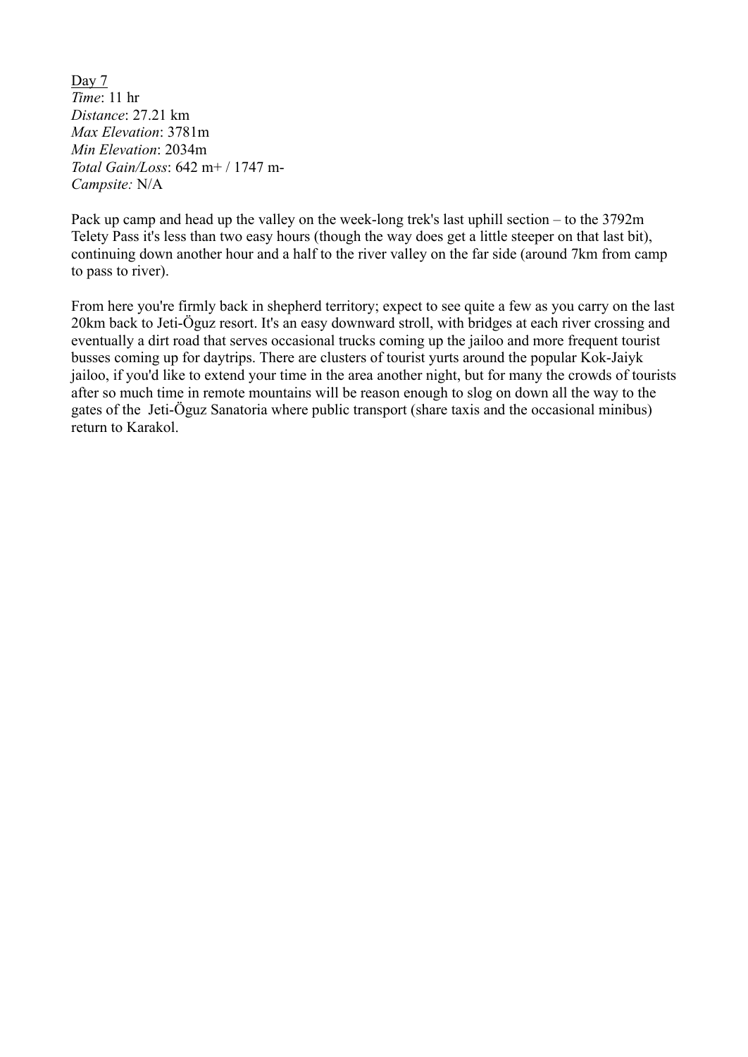<u>Day 7</u>
*Time*: 11 hr
*Distance*: 27.21 km
*Max Elevation*: 3781m
*Min Elevation*: 2034m
*Total Gain/Loss*: 642 m+ / 1747 m-
*Campsite:* N/A

Pack up camp and head up the valley on the week-long trek's last uphill section – to the 3792m Telety Pass it's less than two easy hours (though the way does get a little steeper on that last bit), continuing down another hour and a half to the river valley on the far side (around 7km from camp to pass to river).

From here you're firmly back in shepherd territory; expect to see quite a few as you carry on the last 20km back to Jeti-Öguz resort. It's an easy downward stroll, with bridges at each river crossing and eventually a dirt road that serves occasional trucks coming up the jailoo and more frequent tourist busses coming up for daytrips. There are clusters of tourist yurts around the popular Kok-Jaiyk jailoo, if you'd like to extend your time in the area another night, but for many the crowds of tourists after so much time in remote mountains will be reason enough to slog on down all the way to the gates of the Jeti-Öguz Sanatoria where public transport (share taxis and the occasional minibus) return to Karakol.